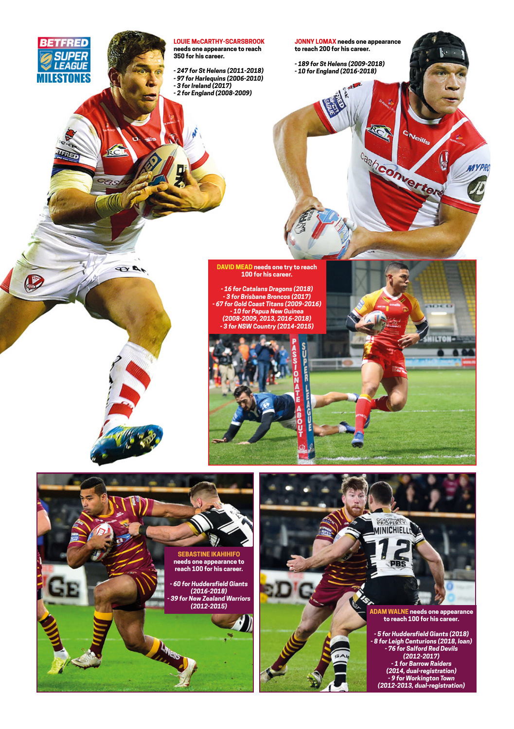# BETFRED SUPER LEAGUE MILESTONES

**LOUIE McCARTHY-SCARSBROOK** needs one appearance to reach 350 for his career.

*- 247 for St Helens (2011-2018)*
*- 97 for Harlequins (2006-2010)*
*- 3 for Ireland (2017)*
*- 2 for England (2008-2009)*

**JONNY LOMAX** needs one appearance to reach 200 for his career.

*- 189 for St Helens (2009-2018)*
*- 10 for England (2016-2018)*

**DAVID MEAD** needs one try to reach 100 for his career.

*- 16 for Catalans Dragons (2018)*
*- 3 for Brisbane Broncos (2017)*
*- 67 for Gold Coast Titans (2009-2016)*
*- 10 for Papua New Guinea (2008-2009, 2013, 2016-2018)*
*- 3 for NSW Country (2014-2015)*

**SEBASTINE IKAHIHIFO** needs one appearance to reach 100 for his career.

*- 60 for Huddersfield Giants (2016-2018)*
*- 39 for New Zealand Warriors (2012-2015)*

**ADAM WALNE** needs one appearance to reach 100 for his career.

*- 5 for Huddersfield Giants (2018)*
*- 8 for Leigh Centurions (2018, loan)*
*- 76 for Salford Red Devils (2012-2017)*
*- 1 for Barrow Raiders (2014, dual-registration)*
*- 9 for Workington Town (2012-2013, dual-registration)*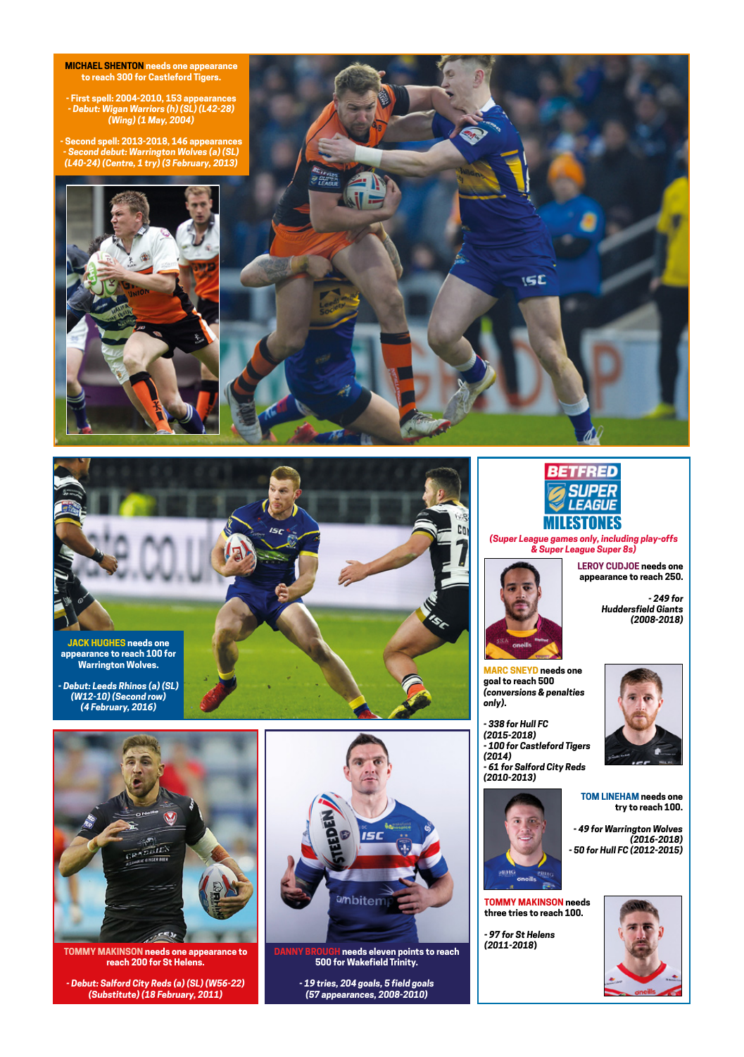**MICHAEL SHENTON** needs one appearance to reach 300 for Castleford Tigers.

- First spell: 2004-2010, 153 appearances
- *Debut: Wigan Warriors (h) (SL) (L42-28) (Wing) (1 May, 2004)*

- Second spell: 2013-2018, 146 appearances
- *Second debut: Warrington Wolves (a) (SL) (L40-24) (Centre, 1 try) (3 February, 2013)*

**JACK HUGHES** needs one appearance to reach 100 for Warrington Wolves.

- *Debut: Leeds Rhinos (a) (SL) (W12-10) (Second row) (4 February, 2016)*

**TOMMY MAKINSON** needs one appearance to reach 200 for St Helens.

- *Debut: Salford City Reds (a) (SL) (W56-22) (Substitute) (18 February, 2011)*

**DANNY BROUGH** needs eleven points to reach 500 for Wakefield Trinity.

- *19 tries, 204 goals, 5 field goals (57 appearances, 2008-2010)*

## BETFRED SUPER LEAGUE MILESTONES

*(Super League games only, including play-offs & Super League Super 8s)*

**LEROY CUDJOE** needs one appearance to reach 250.

- *249 for Huddersfield Giants (2008-2018)*

**MARC SNEYD** needs one goal to reach 500 *(conversions & penalties only).*

- *338 for Hull FC (2015-2018)*
- *100 for Castleford Tigers (2014)*
- *61 for Salford City Reds (2010-2013)*

**TOM LINEHAM** needs one try to reach 100.

- *49 for Warrington Wolves (2016-2018)*
- *50 for Hull FC (2012-2015)*

**TOMMY MAKINSON** needs three tries to reach 100.

- *97 for St Helens (2011-2018)*